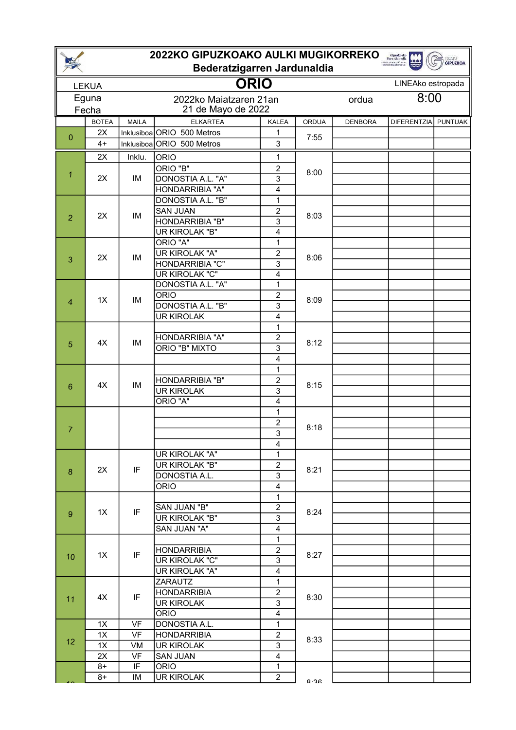# 2022KO GIPUZKOAKO AULKI MUGIKORREKO
## Bederatzigarren Jardunaldia

| LEKUA | ORIO | LINEAko estropada |
|---|---|---|
| Eguna Fecha | 2022ko Maiatzaren 21an<br>21 de Mayo de 2022 | ordua 8:00 |

| | BOTEA | MAILA | ELKARTEA | KALEA | ORDUA | DENBORA | DIFERENTZIA | PUNTUAK |
|---|---|---|---|---|---|---|---|---|
| 0 | 2X | Inklusiboa | ORIO 500 Metros | 1 | 7:55 | | | |
| | 4+ | Inklusiboa | ORIO 500 Metros | 3 | | | | |
| 1 | 2X | Inklu. | ORIO | 1 | 8:00 | | | |
| | 2X | IM | ORIO "B" | 2 | | | | |
| | | | DONOSTIA A.L. "A" | 3 | | | | |
| | | | HONDARRIBIA "A" | 4 | | | | |
| 2 | 2X | IM | DONOSTIA A.L. "B" | 1 | 8:03 | | | |
| | | | SAN JUAN | 2 | | | | |
| | | | HONDARRIBIA "B" | 3 | | | | |
| | | | UR KIROLAK "B" | 4 | | | | |
| 3 | 2X | IM | ORIO "A" | 1 | 8:06 | | | |
| | | | UR KIROLAK "A" | 2 | | | | |
| | | | HONDARRIBIA "C" | 3 | | | | |
| | | | UR KIROLAK "C" | 4 | | | | |
| 4 | 1X | IM | DONOSTIA A.L. "A" | 1 | 8:09 | | | |
| | | | ORIO | 2 | | | | |
| | | | DONOSTIA A.L. "B" | 3 | | | | |
| | | | UR KIROLAK | 4 | | | | |
| 5 | 4X | IM | | 1 | 8:12 | | | |
| | | | HONDARRIBIA "A" | 2 | | | | |
| | | | ORIO "B" MIXTO | 3 | | | | |
| | | | | 4 | | | | |
| 6 | 4X | IM | | 1 | 8:15 | | | |
| | | | HONDARRIBIA "B" | 2 | | | | |
| | | | UR KIROLAK | 3 | | | | |
| | | | ORIO "A" | 4 | | | | |
| 7 | | | | 1 | 8:18 | | | |
| | | | | 2 | | | | |
| | | | | 3 | | | | |
| | | | | 4 | | | | |
| 8 | 2X | IF | UR KIROLAK "A" | 1 | 8:21 | | | |
| | | | UR KIROLAK "B" | 2 | | | | |
| | | | DONOSTIA A.L. | 3 | | | | |
| | | | ORIO | 4 | | | | |
| 9 | 1X | IF | | 1 | 8:24 | | | |
| | | | SAN JUAN "B" | 2 | | | | |
| | | | UR KIROLAK "B" | 3 | | | | |
| | | | SAN JUAN "A" | 4 | | | | |
| 10 | 1X | IF | | 1 | 8:27 | | | |
| | | | HONDARRIBIA | 2 | | | | |
| | | | UR KIROLAK "C" | 3 | | | | |
| | | | UR KIROLAK "A" | 4 | | | | |
| 11 | 4X | IF | ZARAUTZ | 1 | 8:30 | | | |
| | | | HONDARRIBIA | 2 | | | | |
| | | | UR KIROLAK | 3 | | | | |
| | | | ORIO | 4 | | | | |
| 12 | 1X | VF | DONOSTIA A.L. | 1 | 8:33 | | | |
| | 1X | VF | HONDARRIBIA | 2 | | | | |
| | 1X | VM | UR KIROLAK | 3 | | | | |
| | 2X | VF | SAN JUAN | 4 | | | | |
| 13 | 8+ | IF | ORIO | 1 | 8:36 | | | |
| | 8+ | IM | UR KIROLAK | 2 | | | | |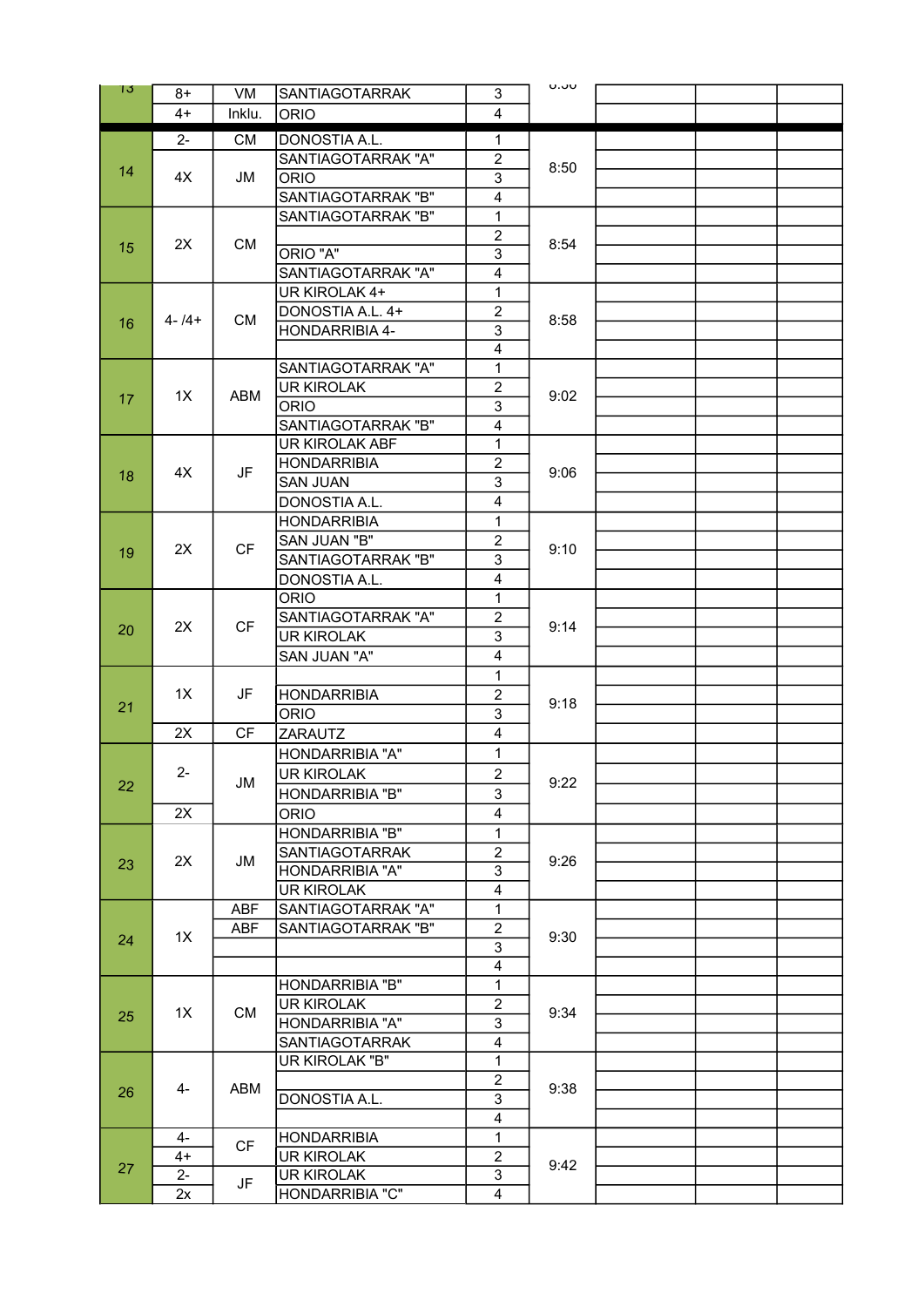| 13 | 8+ | VM | SANTIAGOTARRAK | 3 | 8:30 | | | |
|---|---|---|---|---|---|---|---|---|
| | 4+ | Inklu. | ORIO | 4 | | | | |
| 14 | 2- | CM | DONOSTIA A.L. | 1 | 8:50 | | | |
| | 4X | JM | SANTIAGOTARRAK "A" | 2 | | | | |
| | | | ORIO | 3 | | | | |
| | | | SANTIAGOTARRAK "B" | 4 | | | | |
| 15 | 2X | CM | SANTIAGOTARRAK "B" | 1 | 8:54 | | | |
| | | | | 2 | | | | |
| | | | ORIO "A" | 3 | | | | |
| | | | SANTIAGOTARRAK "A" | 4 | | | | |
| 16 | 4- /4+ | CM | UR KIROLAK 4+ | 1 | 8:58 | | | |
| | | | DONOSTIA A.L. 4+ | 2 | | | | |
| | | | HONDARRIBIA 4- | 3 | | | | |
| | | | | 4 | | | | |
| 17 | 1X | ABM | SANTIAGOTARRAK "A" | 1 | 9:02 | | | |
| | | | UR KIROLAK | 2 | | | | |
| | | | ORIO | 3 | | | | |
| | | | SANTIAGOTARRAK "B" | 4 | | | | |
| 18 | 4X | JF | UR KIROLAK ABF | 1 | 9:06 | | | |
| | | | HONDARRIBIA | 2 | | | | |
| | | | SAN JUAN | 3 | | | | |
| | | | DONOSTIA A.L. | 4 | | | | |
| 19 | 2X | CF | HONDARRIBIA | 1 | 9:10 | | | |
| | | | SAN JUAN "B" | 2 | | | | |
| | | | SANTIAGOTARRAK "B" | 3 | | | | |
| | | | DONOSTIA A.L. | 4 | | | | |
| 20 | 2X | CF | ORIO | 1 | 9:14 | | | |
| | | | SANTIAGOTARRAK "A" | 2 | | | | |
| | | | UR KIROLAK | 3 | | | | |
| | | | SAN JUAN "A" | 4 | | | | |
| 21 | 1X | JF | | 1 | 9:18 | | | |
| | | | HONDARRIBIA | 2 | | | | |
| | | | ORIO | 3 | | | | |
| | 2X | CF | ZARAUTZ | 4 | | | | |
| 22 | 2- | JM | HONDARRIBIA "A" | 1 | 9:22 | | | |
| | | | UR KIROLAK | 2 | | | | |
| | | | HONDARRIBIA "B" | 3 | | | | |
| | 2X | | ORIO | 4 | | | | |
| 23 | 2X | JM | HONDARRIBIA "B" | 1 | 9:26 | | | |
| | | | SANTIAGOTARRAK | 2 | | | | |
| | | | HONDARRIBIA "A" | 3 | | | | |
| | | | UR KIROLAK | 4 | | | | |
| 24 | 1X | ABF | SANTIAGOTARRAK "A" | 1 | 9:30 | | | |
| | | ABF | SANTIAGOTARRAK "B" | 2 | | | | |
| | | | | 3 | | | | |
| | | | | 4 | | | | |
| 25 | 1X | CM | HONDARRIBIA "B" | 1 | 9:34 | | | |
| | | | UR KIROLAK | 2 | | | | |
| | | | HONDARRIBIA "A" | 3 | | | | |
| | | | SANTIAGOTARRAK | 4 | | | | |
| 26 | 4- | ABM | UR KIROLAK "B" | 1 | 9:38 | | | |
| | | | | 2 | | | | |
| | | | DONOSTIA A.L. | 3 | | | | |
| | | | | 4 | | | | |
| 27 | 4- | CF | HONDARRIBIA | 1 | 9:42 | | | |
| | 4+ | | UR KIROLAK | 2 | | | | |
| | 2- | JF | UR KIROLAK | 3 | | | | |
| | 2x | | HONDARRIBIA "C" | 4 | | | | |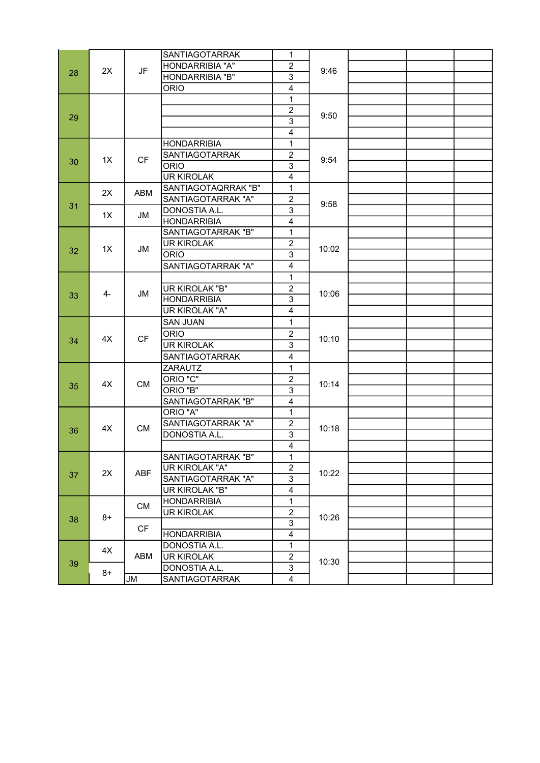| | | | | | | | | |
|---|---|---|---|---|---|---|---|---|
| 28 | 2X | JF | SANTIAGOTARRAK | 1 | 9:46 | | | |
| | | | HONDARRIBIA "A" | 2 | | | | |
| | | | HONDARRIBIA "B" | 3 | | | | |
| | | | ORIO | 4 | | | | |
| 29 | | | | 1 | 9:50 | | | |
| | | | | 2 | | | | |
| | | | | 3 | | | | |
| | | | | 4 | | | | |
| 30 | 1X | CF | HONDARRIBIA | 1 | 9:54 | | | |
| | | | SANTIAGOTARRAK | 2 | | | | |
| | | | ORIO | 3 | | | | |
| | | | UR KIROLAK | 4 | | | | |
| 31 | 2X | ABM | SANTIAGOTAQRRAK "B" | 1 | 9:58 | | | |
| | | | SANTIAGOTARRAK "A" | 2 | | | | |
| | 1X | JM | DONOSTIA A.L. | 3 | | | | |
| | | | HONDARRIBIA | 4 | | | | |
| 32 | 1X | JM | SANTIAGOTARRAK "B" | 1 | 10:02 | | | |
| | | | UR KIROLAK | 2 | | | | |
| | | | ORIO | 3 | | | | |
| | | | SANTIAGOTARRAK "A" | 4 | | | | |
| 33 | 4- | JM | | 1 | 10:06 | | | |
| | | | UR KIROLAK "B" | 2 | | | | |
| | | | HONDARRIBIA | 3 | | | | |
| | | | UR KIROLAK "A" | 4 | | | | |
| 34 | 4X | CF | SAN JUAN | 1 | 10:10 | | | |
| | | | ORIO | 2 | | | | |
| | | | UR KIROLAK | 3 | | | | |
| | | | SANTIAGOTARRAK | 4 | | | | |
| 35 | 4X | CM | ZARAUTZ | 1 | 10:14 | | | |
| | | | ORIO "C" | 2 | | | | |
| | | | ORIO "B" | 3 | | | | |
| | | | SANTIAGOTARRAK "B" | 4 | | | | |
| 36 | 4X | CM | ORIO "A" | 1 | 10:18 | | | |
| | | | SANTIAGOTARRAK "A" | 2 | | | | |
| | | | DONOSTIA A.L. | 3 | | | | |
| | | | | 4 | | | | |
| 37 | 2X | ABF | SANTIAGOTARRAK "B" | 1 | 10:22 | | | |
| | | | UR KIROLAK "A" | 2 | | | | |
| | | | SANTIAGOTARRAK "A" | 3 | | | | |
| | | | UR KIROLAK "B" | 4 | | | | |
| 38 | 8+ | CM | HONDARRIBIA | 1 | 10:26 | | | |
| | | | UR KIROLAK | 2 | | | | |
| | | CF | | 3 | | | | |
| | | | HONDARRIBIA | 4 | | | | |
| 39 | 4X | ABM | DONOSTIA A.L. | 1 | 10:30 | | | |
| | | | UR KIROLAK | 2 | | | | |
| | 8+ | | DONOSTIA A.L. | 3 | | | | |
| | | JM | SANTIAGOTARRAK | 4 | | | | |